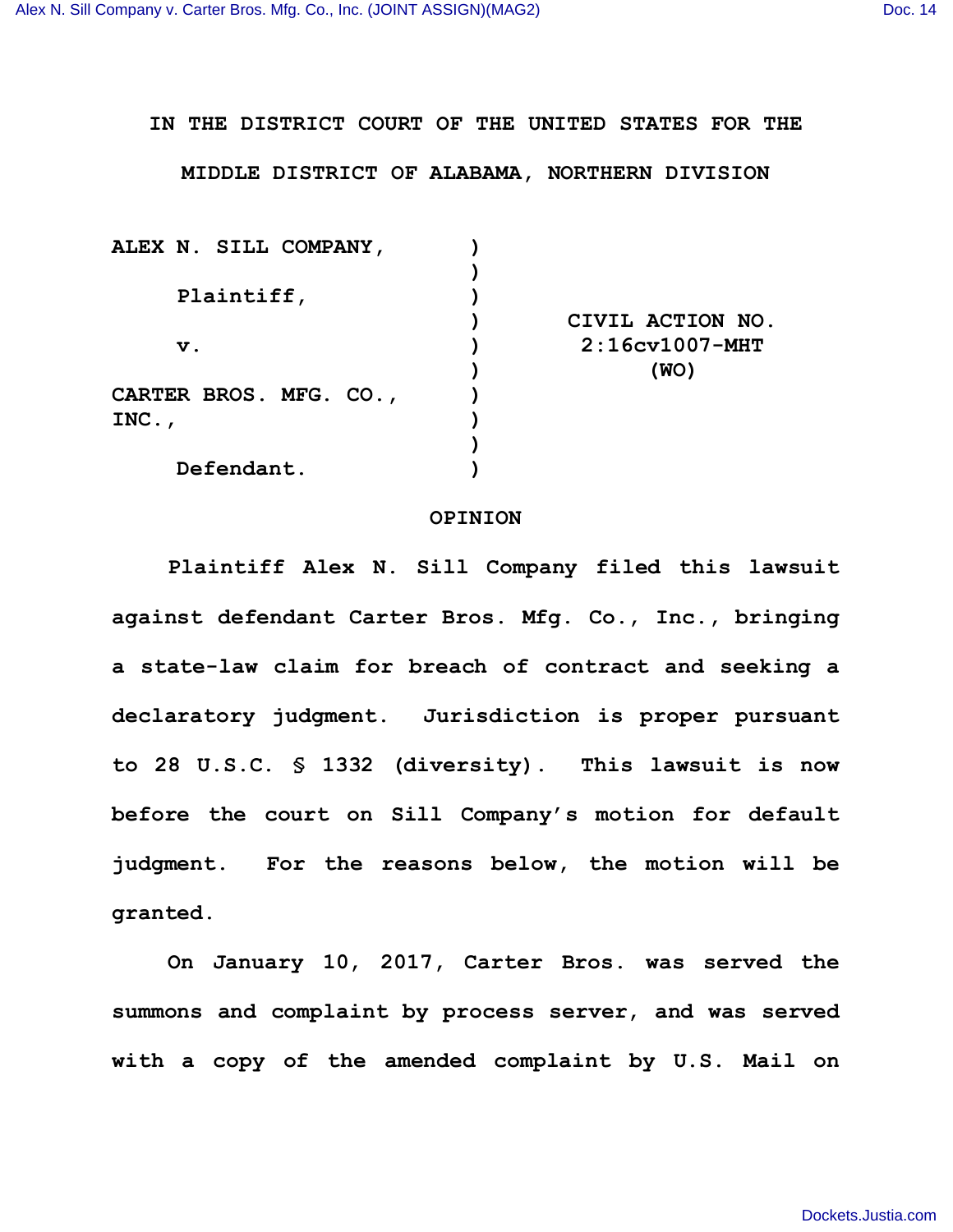IN THE DISTRICT COURT OF THE UNITED STATES FOR THE

MIDDLE DISTRICT OF ALABAMA, NORTHERN DIVISION

| | | |
|---|---|---|
| ALEX N. SILL COMPANY, | ) | |
| | ) | |
| Plaintiff, | ) | |
| | ) | CIVIL ACTION NO. |
| v. | ) | 2:16cv1007-MHT |
| | ) | (WO) |
| CARTER BROS. MFG. CO., INC., | ) | |
| | ) | |
| Defendant. | ) | |

## OPINION

Plaintiff Alex N. Sill Company filed this lawsuit against defendant Carter Bros. Mfg. Co., Inc., bringing a state-law claim for breach of contract and seeking a declaratory judgment. Jurisdiction is proper pursuant to 28 U.S.C. § 1332 (diversity). This lawsuit is now before the court on Sill Company's motion for default judgment. For the reasons below, the motion will be granted.

On January 10, 2017, Carter Bros. was served the summons and complaint by process server, and was served with a copy of the amended complaint by U.S. Mail on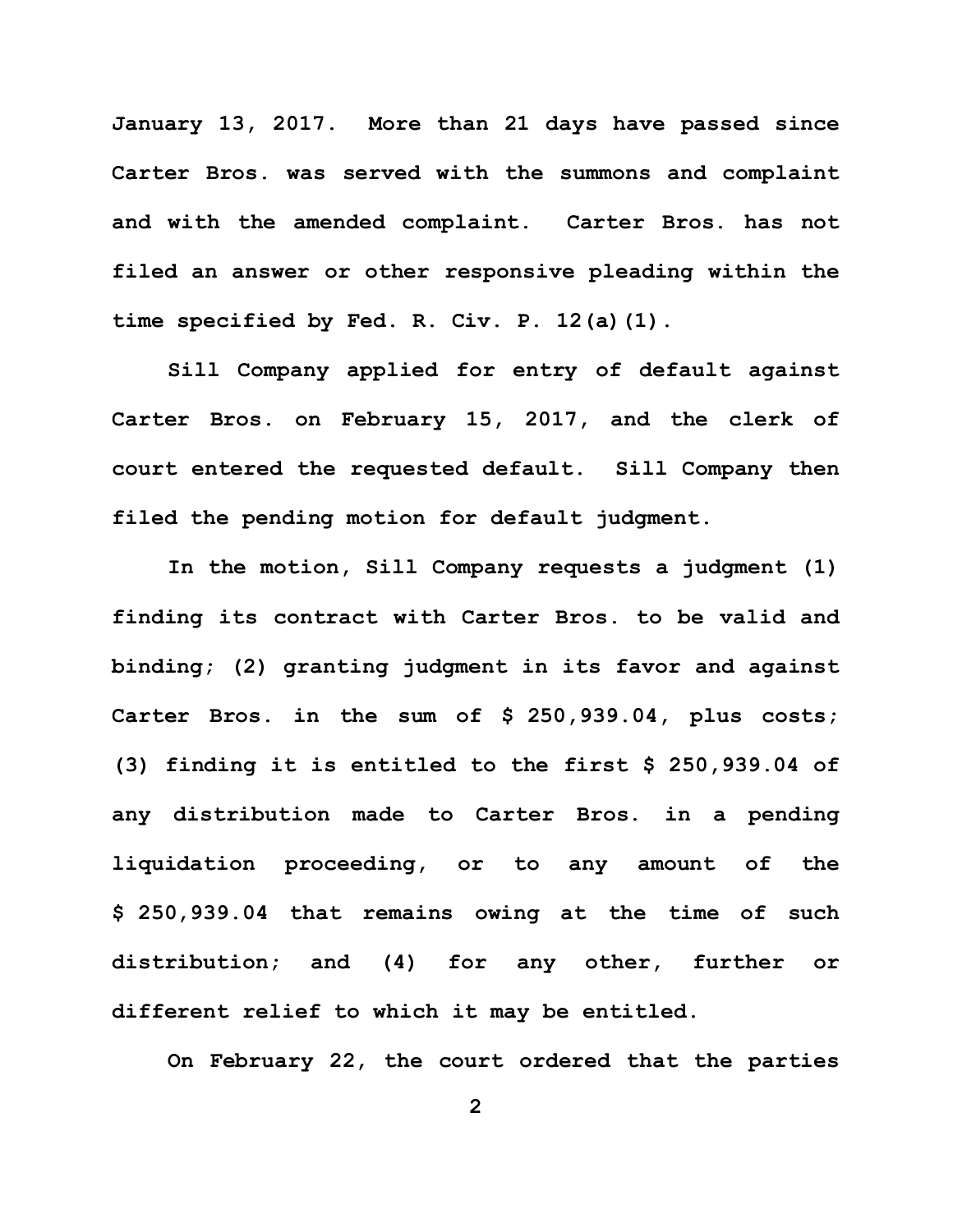January 13, 2017. More than 21 days have passed since Carter Bros. was served with the summons and complaint and with the amended complaint. Carter Bros. has not filed an answer or other responsive pleading within the time specified by Fed. R. Civ. P. 12(a)(1).

Sill Company applied for entry of default against Carter Bros. on February 15, 2017, and the clerk of court entered the requested default. Sill Company then filed the pending motion for default judgment.

In the motion, Sill Company requests a judgment (1) finding its contract with Carter Bros. to be valid and binding; (2) granting judgment in its favor and against Carter Bros. in the sum of $ 250,939.04, plus costs; (3) finding it is entitled to the first $ 250,939.04 of any distribution made to Carter Bros. in a pending liquidation proceeding, or to any amount of the $ 250,939.04 that remains owing at the time of such distribution; and (4) for any other, further or different relief to which it may be entitled.

On February 22, the court ordered that the parties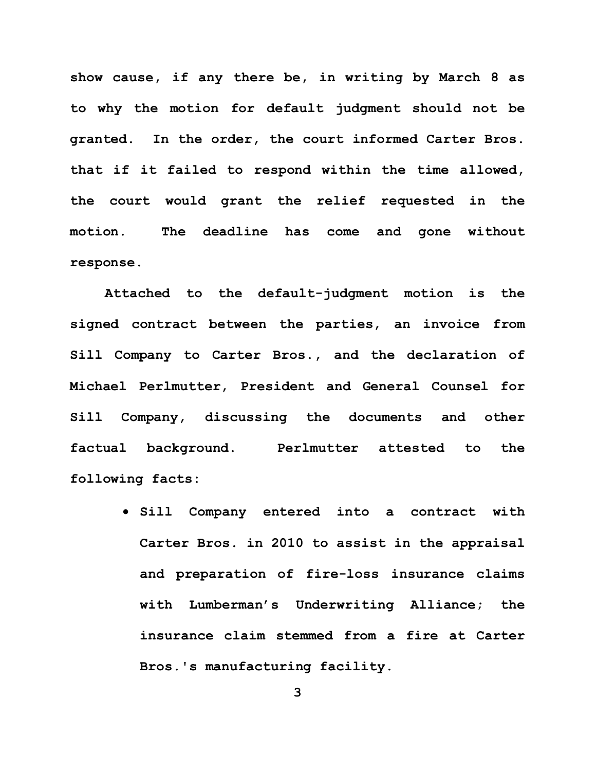show cause, if any there be, in writing by March 8 as to why the motion for default judgment should not be granted. In the order, the court informed Carter Bros. that if it failed to respond within the time allowed, the court would grant the relief requested in the motion. The deadline has come and gone without response.

Attached to the default-judgment motion is the signed contract between the parties, an invoice from Sill Company to Carter Bros., and the declaration of Michael Perlmutter, President and General Counsel for Sill Company, discussing the documents and other factual background. Perlmutter attested to the following facts:

- Sill Company entered into a contract with Carter Bros. in 2010 to assist in the appraisal and preparation of fire-loss insurance claims with Lumberman's Underwriting Alliance; the insurance claim stemmed from a fire at Carter Bros.'s manufacturing facility.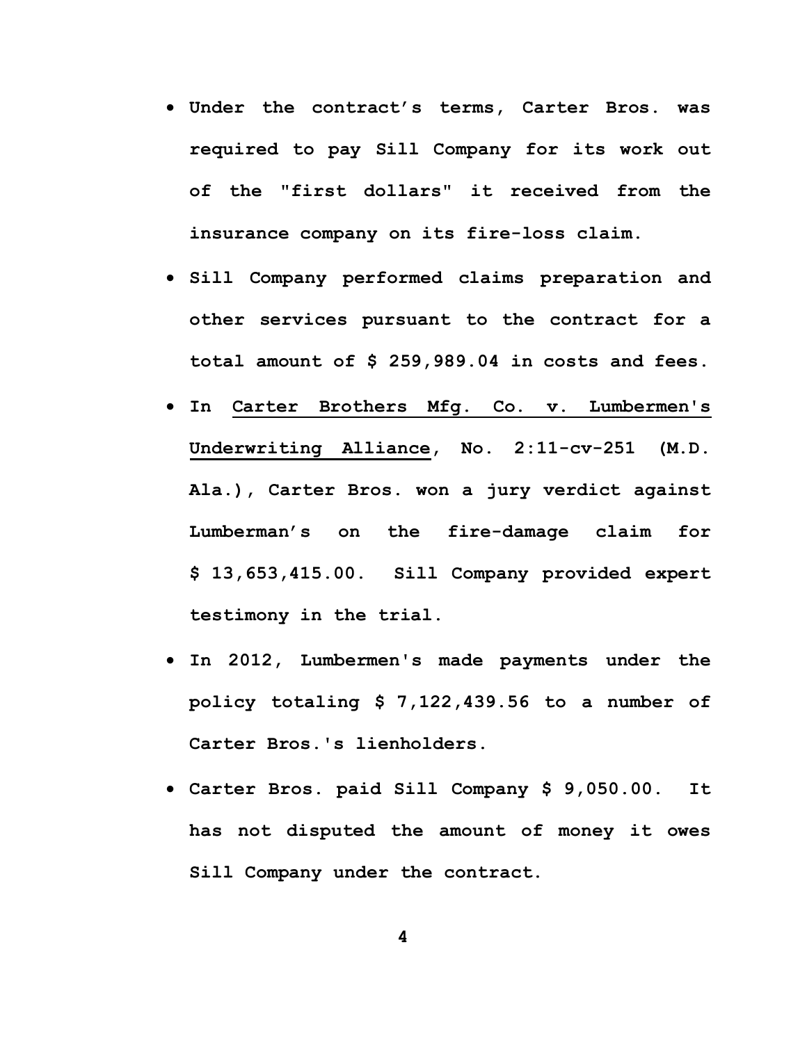- **Under the contract's terms, Carter Bros. was required to pay Sill Company for its work out of the "first dollars" it received from the insurance company on its fire-loss claim.**
- **Sill Company performed claims preparation and other services pursuant to the contract for a total amount of $ 259,989.04 in costs and fees.**
- **In <u>Carter Brothers Mfg. Co. v. Lumbermen's Underwriting Alliance</u>, No. 2:11-cv-251 (M.D. Ala.), Carter Bros. won a jury verdict against Lumberman's on the fire-damage claim for $ 13,653,415.00. Sill Company provided expert testimony in the trial.**
- **In 2012, Lumbermen's made payments under the policy totaling $ 7,122,439.56 to a number of Carter Bros.'s lienholders.**
- **Carter Bros. paid Sill Company $ 9,050.00. It has not disputed the amount of money it owes Sill Company under the contract.**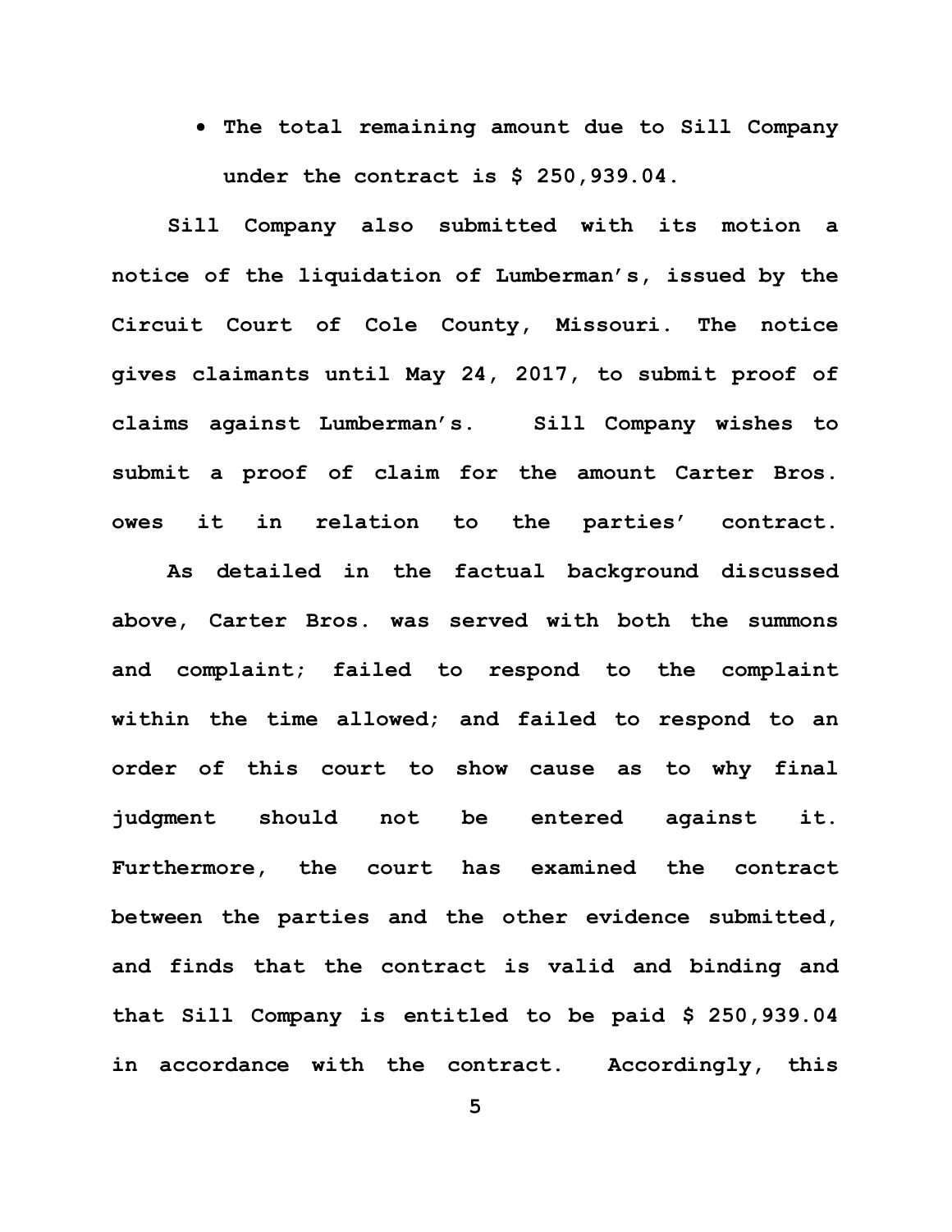- **The total remaining amount due to Sill Company under the contract is $ 250,939.04.**

**Sill Company also submitted with its motion a notice of the liquidation of Lumberman's, issued by the Circuit Court of Cole County, Missouri. The notice gives claimants until May 24, 2017, to submit proof of claims against Lumberman's. Sill Company wishes to submit a proof of claim for the amount Carter Bros. owes it in relation to the parties' contract.**

**As detailed in the factual background discussed above, Carter Bros. was served with both the summons and complaint; failed to respond to the complaint within the time allowed; and failed to respond to an order of this court to show cause as to why final judgment should not be entered against it. Furthermore, the court has examined the contract between the parties and the other evidence submitted, and finds that the contract is valid and binding and that Sill Company is entitled to be paid $ 250,939.04 in accordance with the contract. Accordingly, this**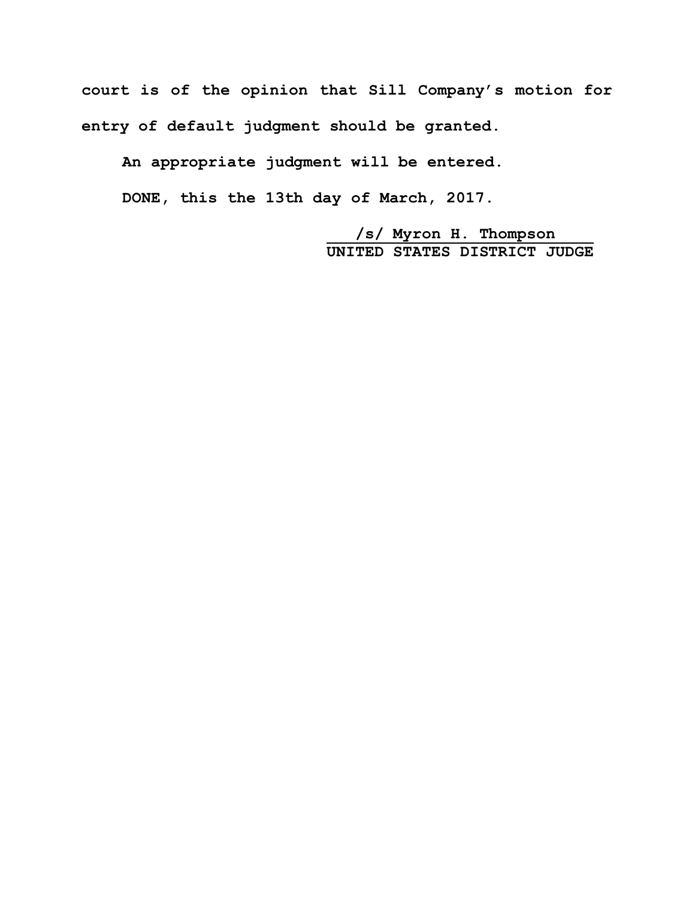**court is of the opinion that Sill Company's motion for entry of default judgment should be granted.**

**An appropriate judgment will be entered.**

**DONE, this the 13th day of March, 2017.**

**/s/ Myron H. Thompson**
**UNITED STATES DISTRICT JUDGE**